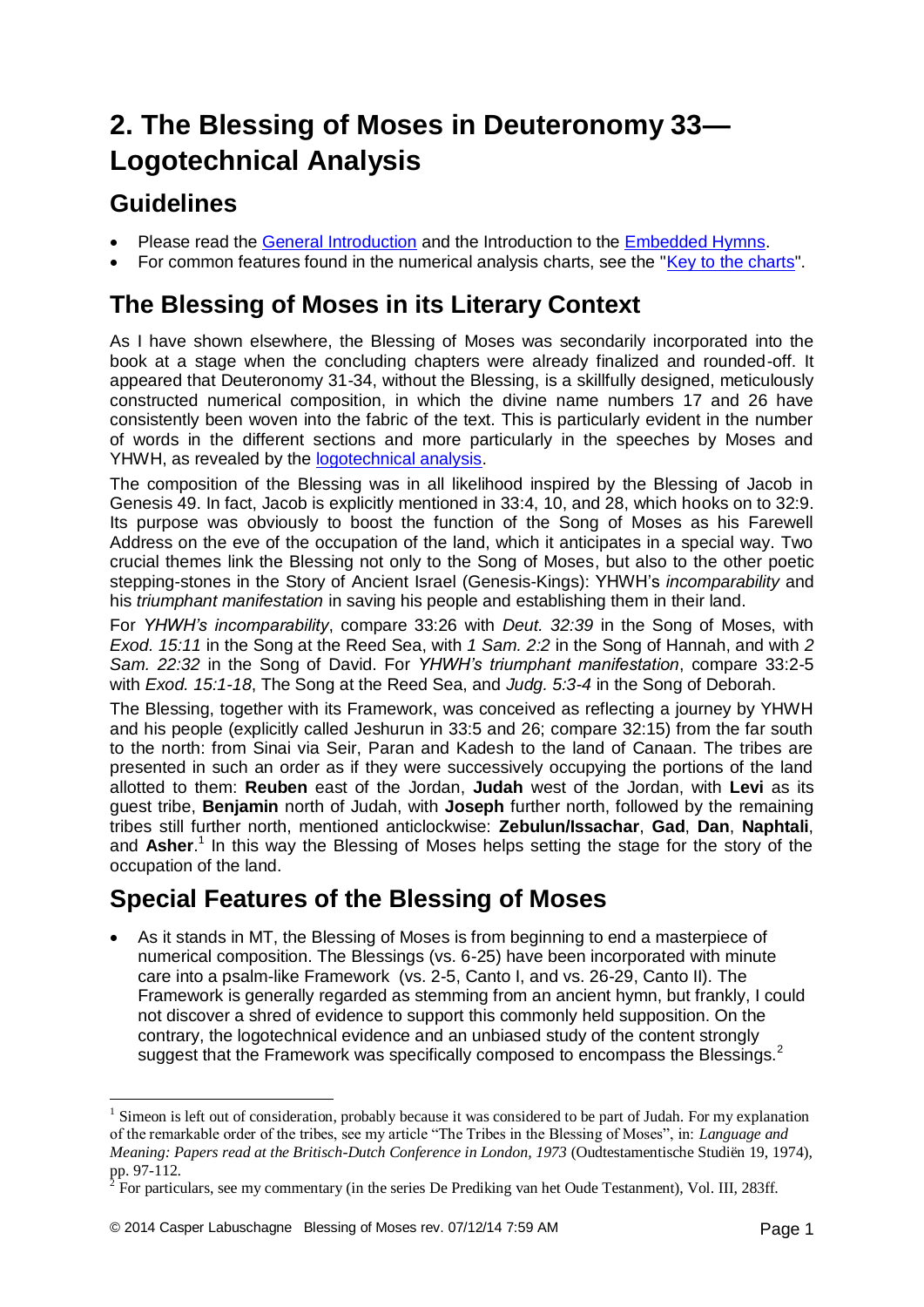# 2. The Blessing of Moses in Deuteronomy 33—Logotechnical Analysis

## Guidelines

- Please read the General Introduction and the Introduction to the Embedded Hymns.
- For common features found in the numerical analysis charts, see the "Key to the charts".

## The Blessing of Moses in its Literary Context

As I have shown elsewhere, the Blessing of Moses was secondarily incorporated into the book at a stage when the concluding chapters were already finalized and rounded-off. It appeared that Deuteronomy 31-34, without the Blessing, is a skillfully designed, meticulously constructed numerical composition, in which the divine name numbers 17 and 26 have consistently been woven into the fabric of the text. This is particularly evident in the number of words in the different sections and more particularly in the speeches by Moses and YHWH, as revealed by the logotechnical analysis.

The composition of the Blessing was in all likelihood inspired by the Blessing of Jacob in Genesis 49. In fact, Jacob is explicitly mentioned in 33:4, 10, and 28, which hooks on to 32:9. Its purpose was obviously to boost the function of the Song of Moses as his Farewell Address on the eve of the occupation of the land, which it anticipates in a special way. Two crucial themes link the Blessing not only to the Song of Moses, but also to the other poetic stepping-stones in the Story of Ancient Israel (Genesis-Kings): YHWH's *incomparability* and his *triumphant manifestation* in saving his people and establishing them in their land.

For *YHWH's incomparability*, compare 33:26 with *Deut. 32:39* in the Song of Moses, with *Exod. 15:11* in the Song at the Reed Sea, with *1 Sam. 2:2* in the Song of Hannah, and with *2 Sam. 22:32* in the Song of David. For *YHWH's triumphant manifestation*, compare 33:2-5 with *Exod. 15:1-18*, The Song at the Reed Sea, and *Judg. 5:3-4* in the Song of Deborah.

The Blessing, together with its Framework, was conceived as reflecting a journey by YHWH and his people (explicitly called Jeshurun in 33:5 and 26; compare 32:15) from the far south to the north: from Sinai via Seir, Paran and Kadesh to the land of Canaan. The tribes are presented in such an order as if they were successively occupying the portions of the land allotted to them: **Reuben** east of the Jordan, **Judah** west of the Jordan, with **Levi** as its guest tribe, **Benjamin** north of Judah, with **Joseph** further north, followed by the remaining tribes still further north, mentioned anticlockwise: **Zebulun/Issachar**, **Gad**, **Dan**, **Naphtali**, and **Asher**.[1] In this way the Blessing of Moses helps setting the stage for the story of the occupation of the land.

## Special Features of the Blessing of Moses

- As it stands in MT, the Blessing of Moses is from beginning to end a masterpiece of numerical composition. The Blessings (vs. 6-25) have been incorporated with minute care into a psalm-like Framework (vs. 2-5, Canto I, and vs. 26-29, Canto II). The Framework is generally regarded as stemming from an ancient hymn, but frankly, I could not discover a shred of evidence to support this commonly held supposition. On the contrary, the logotechnical evidence and an unbiased study of the content strongly suggest that the Framework was specifically composed to encompass the Blessings.[2]

---

[1] Simeon is left out of consideration, probably because it was considered to be part of Judah. For my explanation of the remarkable order of the tribes, see my article "The Tribes in the Blessing of Moses", in: *Language and Meaning: Papers read at the Britisch-Dutch Conference in London, 1973* (Oudtestamentische Studiën 19, 1974), pp. 97-112.

[2] For particulars, see my commentary (in the series De Prediking van het Oude Testament), Vol. III, 283ff.

© 2014 Casper Labuschagne Blessing of Moses rev. 07/12/14 7:59 AM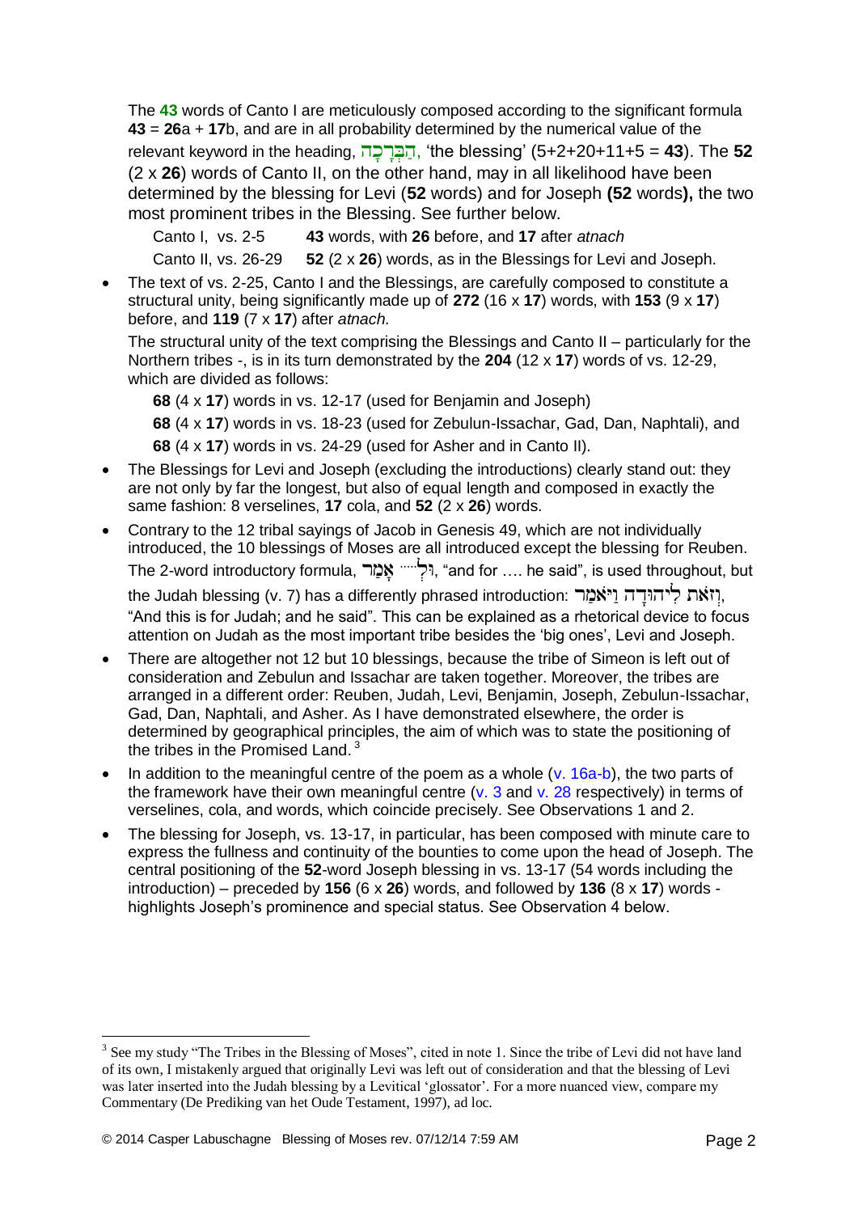The **43** words of Canto I are meticulously composed according to the significant formula **43** = **26**a + **17**b, and are in all probability determined by the numerical value of the relevant keyword in the heading, הַבְּרָכָה, 'the blessing' (5+2+20+11+5 = **43**). The **52** (2 x **26**) words of Canto II, on the other hand, may in all likelihood have been determined by the blessing for Levi (**52** words) and for Joseph **(52** words**),** the two most prominent tribes in the Blessing. See further below.

Canto I, vs. 2-5 **43** words, with **26** before, and **17** after *atnach*

Canto II, vs. 26-29 **52** (2 x **26**) words, as in the Blessings for Levi and Joseph.

- The text of vs. 2-25, Canto I and the Blessings, are carefully composed to constitute a structural unity, being significantly made up of **272** (16 x **17**) words, with **153** (9 x **17**) before, and **119** (7 x **17**) after *atnach.*

  The structural unity of the text comprising the Blessings and Canto II – particularly for the Northern tribes -, is in its turn demonstrated by the **204** (12 x **17**) words of vs. 12-29, which are divided as follows:

  **68** (4 x **17**) words in vs. 12-17 (used for Benjamin and Joseph)

  **68** (4 x **17**) words in vs. 18-23 (used for Zebulun-Issachar, Gad, Dan, Naphtali), and

  **68** (4 x **17**) words in vs. 24-29 (used for Asher and in Canto II).

- The Blessings for Levi and Joseph (excluding the introductions) clearly stand out: they are not only by far the longest, but also of equal length and composed in exactly the same fashion: 8 verselines, **17** cola, and **52** (2 x **26**) words.
- Contrary to the 12 tribal sayings of Jacob in Genesis 49, which are not individually introduced, the 10 blessings of Moses are all introduced except the blessing for Reuben. The 2-word introductory formula, וּלְ..... אָמַר, "and for .... he said", is used throughout, but the Judah blessing (v. 7) has a differently phrased introduction: וְזֹאת לִיהוּדָה וַיֹּאמַר, "And this is for Judah; and he said". This can be explained as a rhetorical device to focus attention on Judah as the most important tribe besides the 'big ones', Levi and Joseph.
- There are altogether not 12 but 10 blessings, because the tribe of Simeon is left out of consideration and Zebulun and Issachar are taken together. Moreover, the tribes are arranged in a different order: Reuben, Judah, Levi, Benjamin, Joseph, Zebulun-Issachar, Gad, Dan, Naphtali, and Asher. As I have demonstrated elsewhere, the order is determined by geographical principles, the aim of which was to state the positioning of the tribes in the Promised Land.[3]
- In addition to the meaningful centre of the poem as a whole (v. 16a-b), the two parts of the framework have their own meaningful centre (v. 3 and v. 28 respectively) in terms of verselines, cola, and words, which coincide precisely. See Observations 1 and 2.
- The blessing for Joseph, vs. 13-17, in particular, has been composed with minute care to express the fullness and continuity of the bounties to come upon the head of Joseph. The central positioning of the **52**-word Joseph blessing in vs. 13-17 (54 words including the introduction) – preceded by **156** (6 x **26**) words, and followed by **136** (8 x **17**) words - highlights Joseph's prominence and special status. See Observation 4 below.

[3] See my study "The Tribes in the Blessing of Moses", cited in note 1. Since the tribe of Levi did not have land of its own, I mistakenly argued that originally Levi was left out of consideration and that the blessing of Levi was later inserted into the Judah blessing by a Levitical 'glossator'. For a more nuanced view, compare my Commentary (De Prediking van het Oude Testament, 1997), ad loc.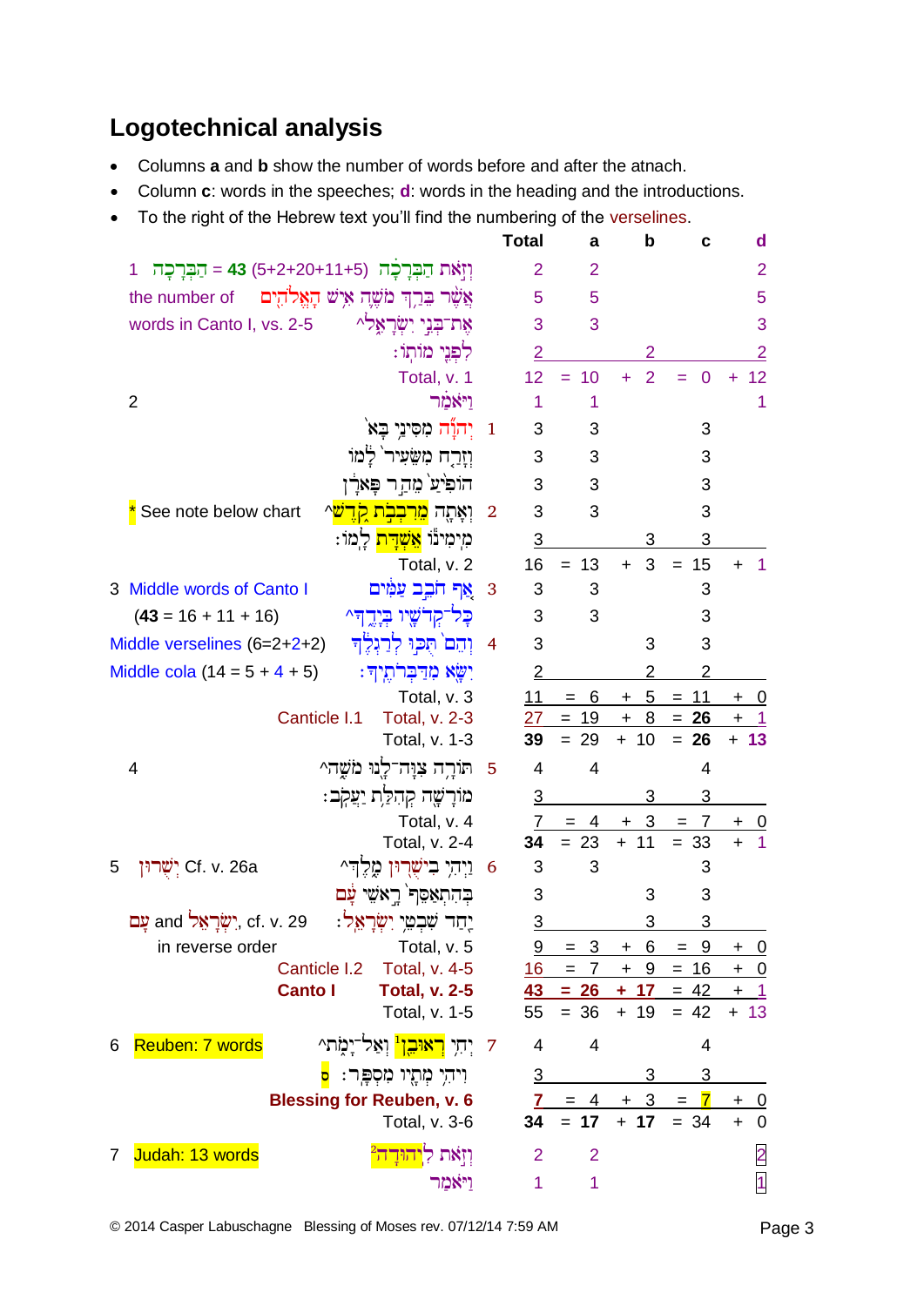## Logotechnical analysis

- Columns **a** and **b** show the number of words before and after the atnach.
- Column **c**: words in the speeches; **d**: words in the heading and the introductions.
- To the right of the Hebrew text you'll find the numbering of the verselines.

| | Hebrew text | | Total | a | b | c | d |
|---|---|---|---|---|---|---|---|
| 1 הַבְּרָכָה = **43** (5+2+20+11+5) | וְזֹאת הַבְּרָכָה | | 2 | 2 | | | 2 |
| the number of | אֲשֶׁר בֵּרַךְ מֹשֶׁה אִישׁ הָאֱלֹהִים | | 5 | 5 | | | 5 |
| words in Canto I, vs. 2-5 | אֶת־בְּנֵי יִשְׂרָאֵל^ | | 3 | 3 | | | 3 |
| | לִפְנֵי מוֹתוֹ׃ | | 2 | | 2 | | 2 |
| | Total, v. 1 | | 12 | = 10 | + 2 | = 0 | + 12 |
| 2 | וַיֹּאמַר | | 1 | 1 | | | 1 |
| | יְהוָה מִסִּינַי בָּא | 1 | 3 | 3 | | 3 | |
| | וְזָרַח מִשֵּׂעִיר לָמוֹ | | 3 | 3 | | 3 | |
| | הוֹפִיעַ מֵהַר פָּארָן | | 3 | 3 | | 3 | |
| * See note below chart | וְאָתָה מֵרִבְבֹת קֹדֶשׁ^ | 2 | 3 | 3 | | 3 | |
| | מִימִינוֹ אֵשְׁדָּת לָמוֹ׃ | | 3 | | 3 | 3 | |
| | Total, v. 2 | | 16 | = 13 | + 3 | = 15 | + 1 |
| 3 Middle words of Canto I | אַף חֹבֵב עַמִּים | 3 | 3 | 3 | | 3 | |
| (**43** = 16 + 11 + 16) | כָּל־קְדֹשָׁיו בְּיָדֶךָ^ | | 3 | 3 | | 3 | |
| Middle verselines (6=2+2+2) | וְהֵם תֻּכּוּ לְרַגְלֶךָ | 4 | 3 | | 3 | 3 | |
| Middle cola (14 = 5 + 4 + 5) | יִשָּׂא מִדַּבְּרֹתֶיךָ׃ | | 2 | | 2 | 2 | |
| | Total, v. 3 | | 11 | = 6 | + 5 | = 11 | + 0 |
| Canticle I.1 | Total, v. 2-3 | | 27 | = 19 | + 8 | = **26** | + 1 |
| | Total, v. 1-3 | | **39** | = 29 | + 10 | = **26** | + **13** |
| 4 | תּוֹרָה צִוָּה־לָנוּ מֹשֶׁה^ | 5 | 4 | 4 | | 4 | |
| | מוֹרָשָׁה קְהִלַּת יַעֲקֹב׃ | | 3 | | 3 | 3 | |
| | Total, v. 4 | | 7 | = 4 | + 3 | = 7 | + 0 |
| | Total, v. 2-4 | | **34** | = 23 | + 11 | = 33 | + 1 |
| 5 יְשֻׁרוּן Cf. v. 26a | וַיְהִי בִישֻׁרוּן מֶלֶךְ^ | 6 | 3 | 3 | | 3 | |
| | בְּהִתְאַסֵּף רָאשֵׁי עָם | | 3 | | 3 | 3 | |
| עָם and יִשְׂרָאֵל, cf. v. 29 | יַחַד שִׁבְטֵי יִשְׂרָאֵל׃ | | 3 | | 3 | 3 | |
| in reverse order | Total, v. 5 | | 9 | = 3 | + 6 | = 9 | + 0 |
| Canticle I.2 | Total, v. 4-5 | | 16 | = 7 | + 9 | = 16 | + 0 |
| **Canto I** | **Total, v. 2-5** | | **43** | **= 26** | **+ 17** | = 42 | + 1 |
| | Total, v. 1-5 | | 55 | = 36 | + 19 | = 42 | + 13 |
| 6 Reuben: 7 words | יְחִי רְאוּבֵן[1] וְאַל־יָמֹת^ | 7 | 4 | 4 | | 4 | |
| | וִיהִי מְתָיו מִסְפָּר׃ ס | | 3 | | 3 | 3 | |
| **Blessing for Reuben, v. 6** | | | **7** | = 4 | + 3 | = **7** | + 0 |
| | Total, v. 3-6 | | **34** | = **17** | + **17** | = 34 | + 0 |
| 7 Judah: 13 words | וְזֹאת לִיהוּדָה[2] | | 2 | 2 | | | 2 |
| | וַיֹּאמַר | | 1 | 1 | | | 1 |

© 2014 Casper Labuschagne Blessing of Moses rev. 07/12/14 7:59 AM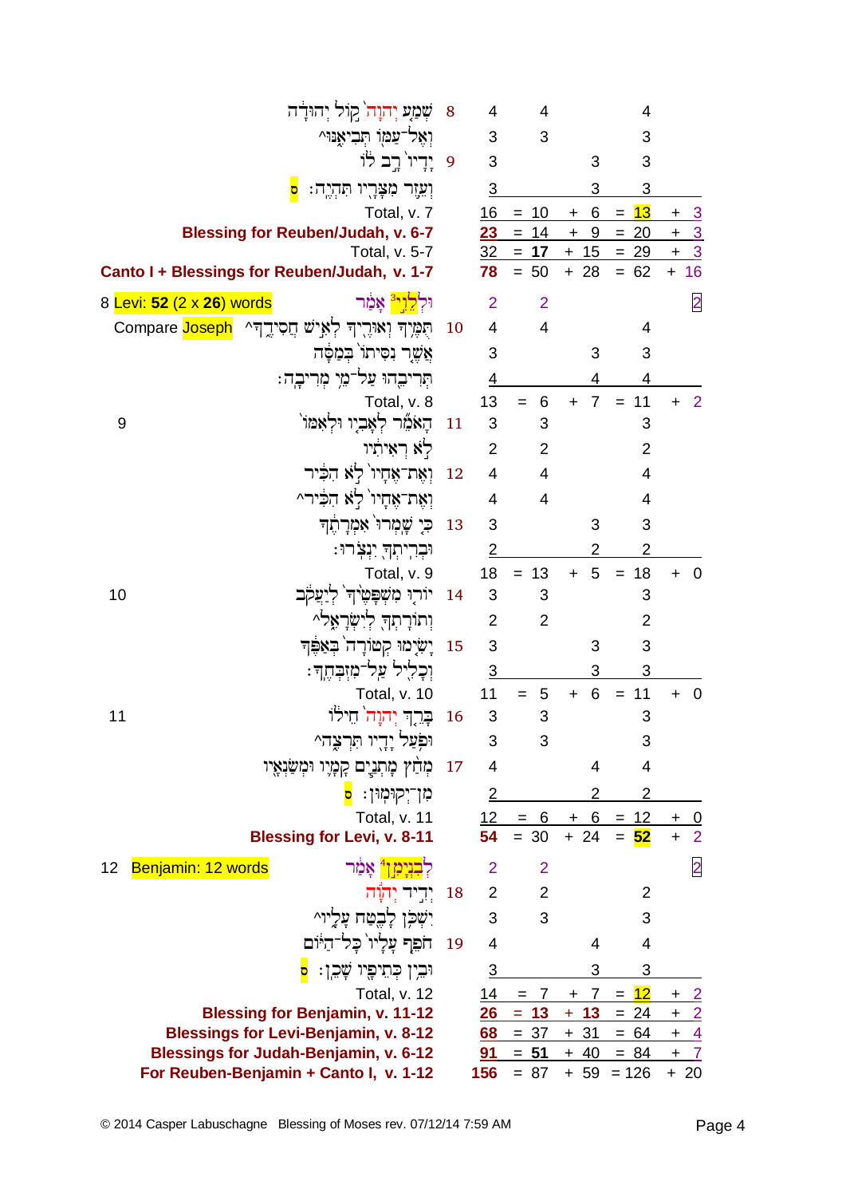| Label | Hebrew text | Verse | Words | Speech | Narrative | Total | Extra |
|---|---|---|---|---|---|---|---|
| | שְׁמַע יְהוָה֙ ק֣וֹל יְהוּדָ֔ה | 8 | 4 | 4 | | 4 | |
| | וְאֶל־עַמּ֖וֹ תְּבִיאֶ֑נּוּ^ | | 3 | 3 | | 3 | |
| | יָדָיו֙ רָ֣ב ל֔וֹ | 9 | 3 | | 3 | 3 | |
| | וְעֵ֥זֶר מִצָּרָ֖יו תִּהְיֶֽה׃ ס | | 3 | | 3 | 3 | |
| Total, v. 7 | | | 16 | = 10 | + 6 | = **13** | + 3 |
| **Blessing for Reuben/Judah, v. 6-7** | | | **23** | = 14 | + 9 | = 20 | + 3 |
| Total, v. 5-7 | | | 32 | = **17** | + 15 | = 29 | + 3 |
| **Canto I + Blessings for Reuben/Judah, v. 1-7** | | | **78** | = 50 | + 28 | = 62 | + 16 |
| 8 Levi: **52** (2 x **26**) words | וּלְלֵוִ֣י אָמַ֔ר | | 2 | 2 | | | 2 |
| Compare Joseph | תֻּמֶּ֥יךָ וְאוּרֶ֖יךָ לְאִ֣ישׁ חֲסִידֶ֑ךָ^ | 10 | 4 | 4 | | 4 | |
| | אֲשֶׁ֤ר נִסִּיתוֹ֙ בְּמַסָּ֔ה | | 3 | | 3 | 3 | |
| | תְּרִיבֵ֖הוּ עַל־מֵ֥י מְרִיבָֽה׃ | | 4 | | 4 | 4 | |
| Total, v. 8 | | | 13 | = 6 | + 7 | = 11 | + 2 |
| 9 | הָאֹמֵ֞ר לְאָבִ֤יו וּלְאִמּוֹ֙ | 11 | 3 | 3 | | 3 | |
| | לֹ֣א רְאִיתִ֔יו | | 2 | 2 | | 2 | |
| | וְאֶת־אֶחָיו֙ לֹ֣א הִכִּ֔יר | 12 | 4 | 4 | | 4 | |
| | וְאֶת־אֶחָיו֙ לֹ֣א הִכִּ֔יר^ | | 4 | 4 | | 4 | |
| | כִּ֤י שָֽׁמְרוּ֙ אִמְרָתֶ֔ךָ | 13 | 3 | | 3 | 3 | |
| | וּבְרִֽיתְךָ֖ יִנְצֹֽרוּ׃ | | 2 | | 2 | 2 | |
| Total, v. 9 | | | 18 | = 13 | + 5 | = 18 | + 0 |
| 10 | יוֹר֤וּ מִשְׁפָּטֶ֙יךָ֙ לְיַעֲקֹ֔ב | 14 | 3 | 3 | | 3 | |
| | וְתוֹרָתְךָ֖ לְיִשְׂרָאֵ֑ל^ | | 2 | 2 | | 2 | |
| | יָשִׂ֤ימוּ קְטוֹרָה֙ בְּאַפֶּ֔ךָ | 15 | 3 | | 3 | 3 | |
| | וְכָלִ֖יל עַֽל־מִזְבְּחֶֽךָ׃ | | 3 | | 3 | 3 | |
| Total, v. 10 | | | 11 | = 5 | + 6 | = 11 | + 0 |
| 11 | בָּרֵ֤ךְ יְהוָה֙ חֵיל֔וֹ | 16 | 3 | 3 | | 3 | |
| | וּפֹ֥עַל יָדָ֖יו תִּרְצֶ֑ה^ | | 3 | 3 | | 3 | |
| | מְחַ֨ץ מָתְנַ֧יִם קָמָ֛יו וּמְשַׂנְאָ֖יו | 17 | 4 | | 4 | 4 | |
| | מִן־יְקוּמֽוּן׃ ס | | 2 | | 2 | 2 | |
| Total, v. 11 | | | 12 | = 6 | + 6 | = 12 | + 0 |
| **Blessing for Levi, v. 8-11** | | | **54** | = 30 | + 24 | = **52** | + 2 |
| 12 Benjamin: 12 words | לְבִנְיָמִ֣ן אָמַ֔ר | | 2 | 2 | | | 2 |
| | יְדִ֣יד יְהוָ֔ה | 18 | 2 | 2 | | 2 | |
| | יִשְׁכֹּ֥ן לָבֶ֖טַח עָלָ֑יו^ | | 3 | 3 | | 3 | |
| | חֹפֵ֤ף עָלָיו֙ כָּל־הַיּ֔וֹם | 19 | 4 | | 4 | 4 | |
| | וּבֵ֥ין כְּתֵפָ֖יו שָׁכֵֽן׃ ס | | 3 | | 3 | 3 | |
| Total, v. 12 | | | 14 | = 7 | + 7 | = **12** | + 2 |
| **Blessing for Benjamin, v. 11-12** | | | **26** | = **13** | + **13** | = 24 | + 2 |
| **Blessings for Levi-Benjamin, v. 8-12** | | | **68** | = 37 | + 31 | = 64 | + 4 |
| **Blessings for Judah-Benjamin, v. 6-12** | | | **91** | = **51** | + 40 | = 84 | + 7 |
| **For Reuben-Benjamin + Canto I, v. 1-12** | | | **156** | = 87 | + 59 | = 126 | + 20 |

© 2014 Casper Labuschagne Blessing of Moses rev. 07/12/14 7:59 AM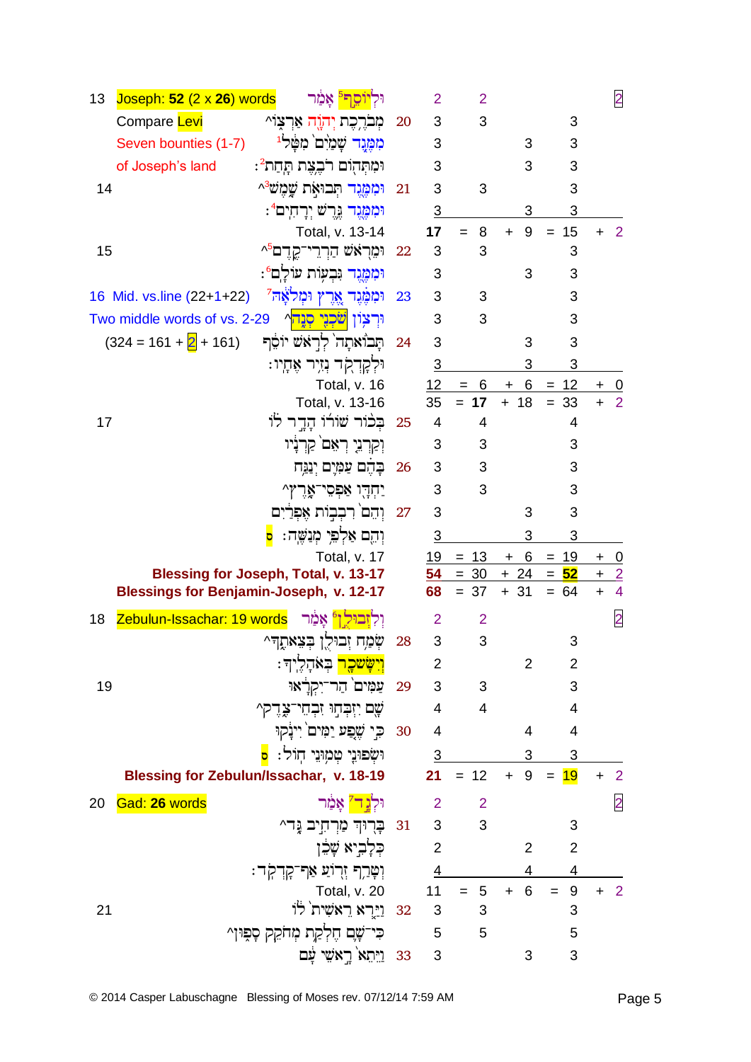| Vs. | Comment | Hebrew text | Colon | Words | A | B | Total | + |
|---|---|---|---|---|---|---|---|---|
| 13 | Joseph: **52** (2 x **26**) words | וּלְיוֹסֵף[5] אָמַר | | 2 | 2 | | | 2 |
| | Compare Levi | מְבֹרֶכֶת יְהוָה אַרְצוֹ^ | 20 | 3 | 3 | | 3 | |
| | Seven bounties (1-7) | מִמֶּגֶד שָׁמַיִם מִטָּל[1] | | 3 | | 3 | 3 | |
| | of Joseph's land | וּמִתְּהוֹם רֹבֶצֶת תָּחַת[2]: | | 3 | | 3 | 3 | |
| 14 | | וּמִמֶּגֶד תְּבוּאֹת שָׁמֶשׁ[3]^ | 21 | 3 | 3 | | 3 | |
| | | וּמִמֶּגֶד גֶּרֶשׁ יְרָחִים[4]: | | 3 | | 3 | 3 | |
| | | Total, v. 13-14 | | **17** | = 8 | + 9 | = 15 | + 2 |
| 15 | | וּמֵרֹאשׁ הַרְרֵי־קֶדֶם[5]^ | 22 | 3 | 3 | | 3 | |
| | | וּמִמֶּגֶד גִּבְעוֹת עוֹלָם[6]: | | 3 | | 3 | 3 | |
| 16 | Mid. vs.line (22+1+22) | וּמִמֶּגֶד אֶרֶץ וּמְלֹאָהּ[7] | 23 | 3 | 3 | | 3 | |
| | Two middle words of vs. 2-29 | וּרְצוֹן שֹׁכְנִי סְנֶה^ | | 3 | 3 | | 3 | |
| | (324 = 161 + 2 + 161) | תָּבוֹאתָה לְרֹאשׁ יוֹסֵף | 24 | 3 | | 3 | 3 | |
| | | וּלְקָדְקֹד נְזִיר אֶחָיו: | | 3 | | 3 | 3 | |
| | | Total, v. 16 | | 12 | = 6 | + 6 | = 12 | + 0 |
| | | Total, v. 13-16 | | 35 | = **17** | + 18 | = 33 | + 2 |
| 17 | | בְּכוֹר שׁוֹרוֹ הָדָר לוֹ | 25 | 4 | 4 | | 4 | |
| | | וְקַרְנֵי רְאֵם קַרְנָיו | | 3 | 3 | | 3 | |
| | | בָּהֶם עַמִּים יְנַגַּח | 26 | 3 | 3 | | 3 | |
| | | יַחְדָּו אַפְסֵי־אָרֶץ^ | | 3 | 3 | | 3 | |
| | | וְהֵם רִבְבוֹת אֶפְרַיִם | 27 | 3 | | 3 | 3 | |
| | | וְהֵם אַלְפֵי מְנַשֶּׁה: ס | | 3 | | 3 | 3 | |
| | | Total, v. 17 | | 19 | = 13 | + 6 | = 19 | + 0 |
| | | **Blessing for Joseph, Total, v. 13-17** | | **54** | = 30 | + 24 | = **52** | + 2 |
| | | **Blessings for Benjamin-Joseph, v. 12-17** | | **68** | = 37 | + 31 | = 64 | + 4 |
| 18 | Zebulun-Issachar: 19 words | וְלִזְבוּלֻן[6] אָמַר | | 2 | 2 | | | 2 |
| | | שְׂמַח זְבוּלֻן בְּצֵאתֶךָ^ | 28 | 3 | 3 | | 3 | |
| | | וְיִשָּׂשכָר בְּאֹהָלֶיךָ: | | 2 | | 2 | 2 | |
| 19 | | עַמִּים הַר־יִקְרָאוּ | 29 | 3 | 3 | | 3 | |
| | | שָׁם יִזְבְּחוּ זִבְחֵי־צֶדֶק^ | | 4 | 4 | | 4 | |
| | | כִּי שֶׁפַע יַמִּים יִינָקוּ | 30 | 4 | | 4 | 4 | |
| | | וּשְׂפֻנֵי טְמוּנֵי חוֹל: ס | | 3 | | 3 | 3 | |
| | | **Blessing for Zebulun/Issachar, v. 18-19** | | **21** | = 12 | + 9 | = **19** | + 2 |
| 20 | Gad: **26** words | וּלְגָד[7] אָמַר | | 2 | 2 | | | 2 |
| | | בָּרוּךְ מַרְחִיב גָּד^ | 31 | 3 | 3 | | 3 | |
| | | כְּלָבִיא שָׁכֵן | | 2 | | 2 | 2 | |
| | | וְטָרַף זְרוֹעַ אַף־קָדְקֹד: | | 4 | | 4 | 4 | |
| | | Total, v. 20 | | 11 | = 5 | + 6 | = 9 | + 2 |
| 21 | | וַיַּרְא רֵאשִׁית לוֹ | 32 | 3 | 3 | | 3 | |
| | | כִּי־שָׁם חֶלְקַת מְחֹקֵק סָפוּן^ | | 5 | 5 | | 5 | |
| | | וַיֵּתֵא רָאשֵׁי עָם | 33 | 3 | | 3 | 3 | |

© 2014 Casper Labuschagne Blessing of Moses rev. 07/12/14 7:59 AM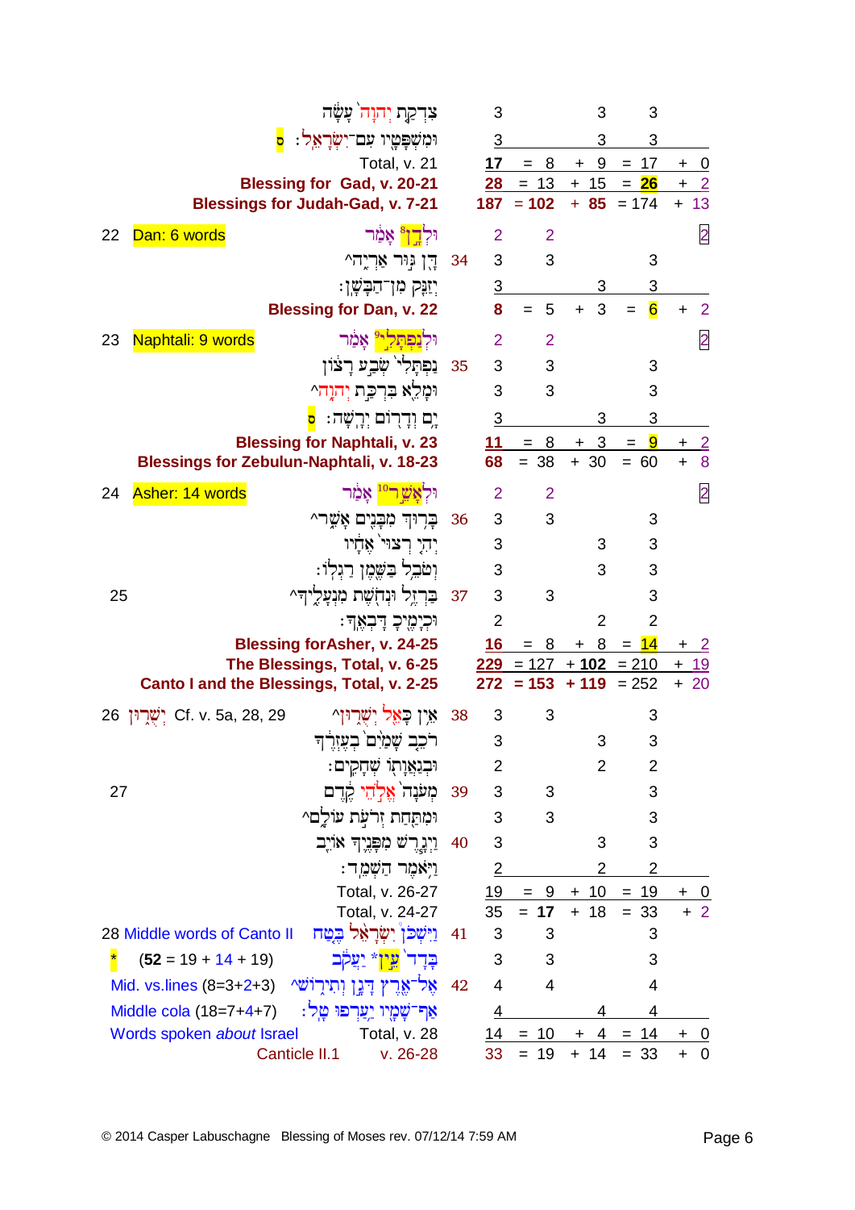| | Hebrew text | v. | words | | | | | | |
|---|---|---|---|---|---|---|---|---|---|
| | צִדְקַת יְהוָה֙ עָשָׂ֔ה | | 3 | | 3 | | 3 | | |
| | וּמִשְׁפָּטָ֖יו עִם־יִשְׂרָאֵֽל׃ ס | | 3 | | | | 3 | | 3 |
| | Total, v. 21 | | **17** | = 8 | + 9 | = 17 | | + 0 | |
| | **Blessing for Gad, v. 20-21** | | **28** | = 13 | + 15 | = **26** | | + 2 | |
| | **Blessings for Judah-Gad, v. 7-21** | | **187** | = **102** | + **85** | = 174 | | + 13 | |
| 22 Dan: 6 words | וּלְדָ֣ן ⁸ אָמַ֔ר | | 2 | 2 | | | | | 2 |
| | דָּ֖ן גּ֣וּר אַרְיֵ֑ה^ | 34 | 3 | 3 | | | 3 | | |
| | יְזַנֵּ֖ק מִן־הַבָּשָֽׁן׃ | | 3 | | 3 | | 3 | | |
| | **Blessing for Dan, v. 22** | | **8** | = 5 | + 3 | = **6** | | + 2 | |
| 23 Naphtali: 9 words | וּלְנַפְתָּלִ֣י ⁹ אָמַ֔ר | | 2 | 2 | | | | | 2 |
| | נַפְתָּלִי֙ שְׂבַ֣ע רָצ֔וֹן | 35 | 3 | 3 | | | 3 | | |
| | וּמָלֵ֖א בִּרְכַּ֣ת יְהוָ֑ה^ | | 3 | 3 | | | 3 | | |
| | יָ֥ם וְדָר֖וֹם יְרָֽשָׁה׃ ס | | 3 | | 3 | | 3 | | |
| | **Blessing for Naphtali, v. 23** | | **11** | = 8 | + 3 | = **9** | | + 2 | |
| | **Blessings for Zebulun-Naphtali, v. 18-23** | | **68** | = 38 | + 30 | = 60 | | + 8 | |
| 24 Asher: 14 words | וּלְאָשֵׁ֣ר ¹⁰ אָמַ֔ר | | 2 | 2 | | | | | 2 |
| | בָּר֥וּךְ מִבָּנִ֖ים אָשֵׁ֑ר^ | 36 | 3 | 3 | | | 3 | | |
| | יְהִ֤י רְצוּי֙ אֶחָ֔יו | | 3 | | 3 | | 3 | | |
| | וְטֹבֵ֥ל בַּשֶּׁ֖מֶן רַגְלֽוֹ׃ | | 3 | | 3 | | 3 | | |
| 25 | בַּרְזֶ֥ל וּנְחֹ֖שֶׁת מִנְעָלֶ֑ךָ^ | 37 | 3 | 3 | | | 3 | | |
| | וּכְיָמֶ֖יךָ דָּבְאֶֽךָ׃ | | 2 | | 2 | | 2 | | |
| | **Blessing forAsher, v. 24-25** | | **16** | = 8 | + 8 | = **14** | | + 2 | |
| | **The Blessings, Total, v. 6-25** | | **229** | = 127 | + **102** | = 210 | | + 19 | |
| | **Canto I and the Blessings, Total, v. 2-25** | | **272** | = **153** | + **119** | = 252 | | + 20 | |
| 26 יְשֻׁרוּן Cf. v. 5a, 28, 29 | אֵ֥ין כָּאֵ֖ל יְשֻׁר֑וּן^ | 38 | 3 | 3 | | | 3 | | |
| | רֹכֵ֤ב שָׁמַ֙יִם֙ בְּעֶזְרֶ֔ךָ | | 3 | | 3 | | 3 | | |
| | וּבְגַאֲוָת֖וֹ שְׁחָקִֽים׃ | | 2 | | 2 | | 2 | | |
| 27 | מְעֹנָה֙ אֱלֹ֣הֵי קֶ֔דֶם | 39 | 3 | 3 | | | 3 | | |
| | וּמִתַּ֖חַת זְרֹעֹ֣ת עוֹלָ֑ם^ | | 3 | 3 | | | 3 | | |
| | וַיְגָ֧רֶשׁ מִפָּנֶ֛יךָ אוֹיֵ֖ב | 40 | 3 | | 3 | | 3 | | |
| | וַיֹּ֥אמֶר הַשְׁמֵֽד׃ | | 2 | | 2 | | 2 | | |
| | Total, v. 26-27 | | 19 | = 9 | + 10 | = 19 | | + 0 | |
| | Total, v. 24-27 | | 35 | = **17** | + 18 | = 33 | | + 2 | |
| 28 Middle words of Canto II | וַיִּשְׁכֹּן֩ יִשְׂרָאֵ֨ל בֶּ֜טַח | 41 | 3 | 3 | | | 3 | | |
| * (**52** = 19 + 14 + 19) | בָּדָד֙ עֵ֣ין * יַעֲקֹ֔ב | | 3 | 3 | | | 3 | | |
| Mid. vs.lines (8=3+2+3) | אֶל־אֶ֖רֶץ דָּגָ֣ן וְתִיר֑וֹשׁ^ | 42 | 4 | 4 | | | 4 | | |
| Middle cola (18=7+4+7) | אַף־שָׁמָ֖יו יַ֥עַרְפוּ טָֽל׃ | | 4 | | 4 | | 4 | | |
| Words spoken *about* Israel | Total, v. 28 | | 14 | = 10 | + 4 | = 14 | | + 0 | |
| Canticle II.1 | v. 26-28 | | 33 | = 19 | + 14 | = 33 | | + 0 | |

© 2014 Casper Labuschagne Blessing of Moses rev. 07/12/14 7:59 AM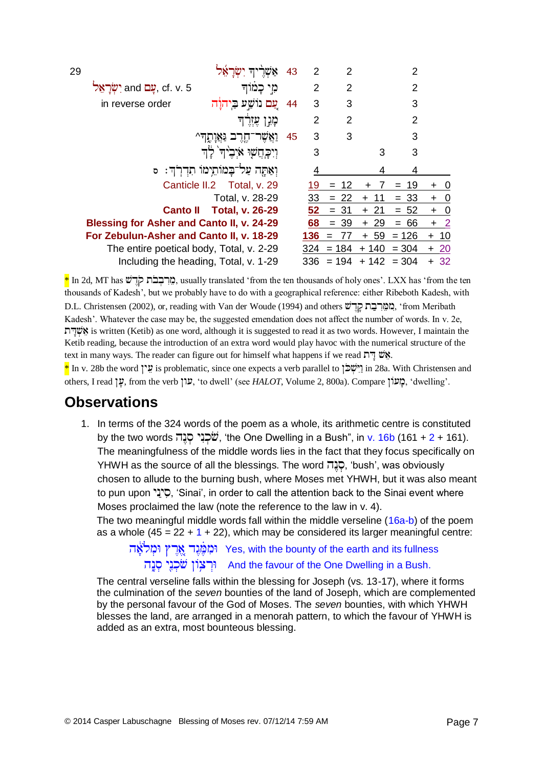| | | | | | | | |
|---|---|---|---|---|---|---|---|
| 29 | אַשְׁרֶ֫יךָ יִשְׂרָאֵ֫ל | 43 | 2 | 2 | | 2 | |
| יִשְׂרָאֵל and עַם, cf. v. 5 | מִ֣י כָמ֔וֹךָ | | 2 | 2 | | 2 | |
| in reverse order | עַ֚ם נוֹשַׁ֣ע בַּֽיהוָ֔ה | 44 | 3 | 3 | | 3 | |
| | מָגֵ֣ן עֶזְרֶ֔ךָ | | 2 | 2 | | 2 | |
| | וַאֲשֶׁר־חֶ֖רֶב גַּאֲוָתֶ֑ךָ^ | 45 | 3 | 3 | | 3 | |
| | וְיִכָּחֲשׁ֤וּ אֹיְבֶ֙יךָ֙ לָ֔ךְ | | 3 | | 3 | 3 | |
| | וְאַתָּ֖ה עַל־בָּמוֹתֵ֥ימוֹ תִדְרֹֽךְ׃ ס | | 4 | | 4 | 4 | |
| Canticle II.2 | Total, v. 29 | | 19 | = 12 | + 7 | = 19 | + 0 |
| | Total, v. 28-29 | | 33 | = 22 | + 11 | = 33 | + 0 |
| **Canto II** | **Total, v. 26-29** | | **52** | = 31 | + 21 | = 52 | + 0 |
| **Blessing for Asher and Canto II, v. 24-29** | | | **68** | = 39 | + 29 | = 66 | + 2 |
| **For Zebulun-Asher and Canto II, v. 18-29** | | | **136** | = 77 | + 59 | = 126 | + 10 |
| The entire poetical body, Total, v. 2-29 | | | 324 | = 184 | + 140 | = 304 | + 20 |
| Including the heading, Total, v. 1-29 | | | 336 | = 194 | + 142 | = 304 | + 32 |

* In 2d, MT has מֵרִבְבֹת קֹדֶשׁ, usually translated 'from the ten thousands of holy ones'. LXX has 'from the ten thousands of Kadesh', but we probably have to do with a geographical reference: either Ribeboth Kadesh, with D.L. Christensen (2002), or, reading with Van der Woude (1994) and others מִמְּרִבַת קָדֵשׁ, 'from Meribath Kadesh'. Whatever the case may be, the suggested emendation does not affect the number of words. In v. 2e, אֶשְׁדָּת is written (Ketib) as one word, although it is suggested to read it as two words. However, I maintain the Ketib reading, because the introduction of an extra word would play havoc with the numerical structure of the text in many ways. The reader can figure out for himself what happens if we read אֵשׁ דָּת.

* In v. 28b the word עֵין is problematic, since one expects a verb parallel to וַיִּשְׁכֹּן in 28a. With Christensen and others, I read עָן, from the verb עון, 'to dwell' (see *HALOT*, Volume 2, 800a). Compare מָעוֹן, 'dwelling'.

## Observations

1. In terms of the 324 words of the poem as a whole, its arithmetic centre is constituted by the two words שֹׁכְנִי סְנֶה, 'the One Dwelling in a Bush", in v. 16b (161 + 2 + 161). The meaningfulness of the middle words lies in the fact that they focus specifically on YHWH as the source of all the blessings. The word סְנֶה, 'bush', was obviously chosen to allude to the burning bush, where Moses met YHWH, but it was also meant to pun upon סִינַי, 'Sinai', in order to call the attention back to the Sinai event where Moses proclaimed the law (note the reference to the law in v. 4).
   The two meaningful middle words fall within the middle verseline (16a-b) of the poem as a whole (45 = 22 + 1 + 22), which may be considered its larger meaningful centre:

   וּמִמֶּ֗גֶד אֶ֚רֶץ וּמְלֹאָ֔הּ Yes, with the bounty of the earth and its fullness
   וּרְצ֥וֹן שֹׁכְנִ֖י סְנֶ֑ה And the favour of the One Dwelling in a Bush.

   The central verseline falls within the blessing for Joseph (vs. 13-17), where it forms the culmination of the *seven* bounties of the land of Joseph, which are complemented by the personal favour of the God of Moses. The *seven* bounties, with which YHWH blesses the land, are arranged in a menorah pattern, to which the favour of YHWH is added as an extra, most bounteous blessing.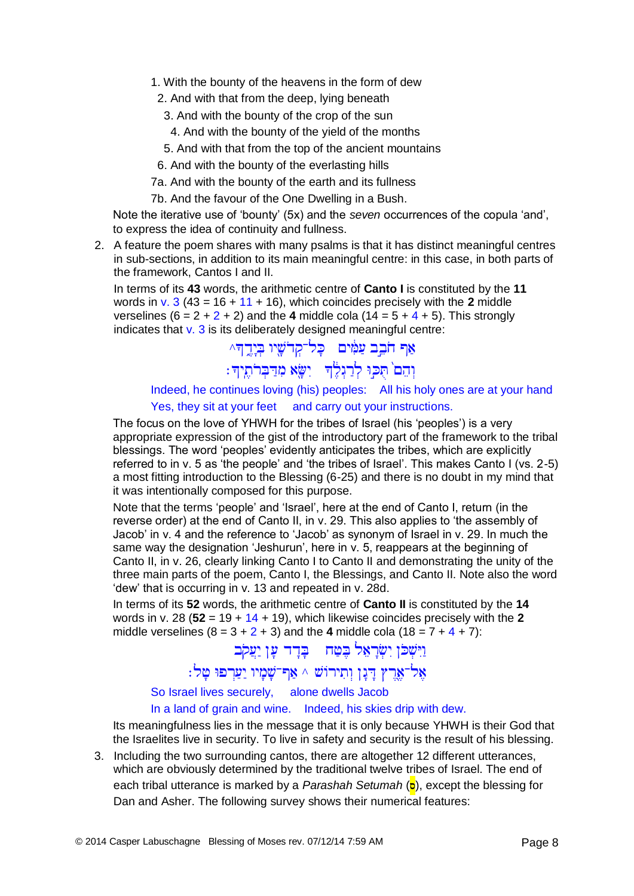1. With the bounty of the heavens in the form of dew
2. And with that from the deep, lying beneath
3. And with the bounty of the crop of the sun
4. And with the bounty of the yield of the months
5. And with that from the top of the ancient mountains
6. And with the bounty of the everlasting hills

7a. And with the bounty of the earth and its fullness
7b. And the favour of the One Dwelling in a Bush.

Note the iterative use of 'bounty' (5x) and the *seven* occurrences of the copula 'and', to express the idea of continuity and fullness.

2. A feature the poem shares with many psalms is that it has distinct meaningful centres in sub-sections, in addition to its main meaningful centre: in this case, in both parts of the framework, Cantos I and II.

   In terms of its **43** words, the arithmetic centre of **Canto I** is constituted by the **11** words in v. 3 (43 = 16 + 11 + 16), which coincides precisely with the **2** middle verselines (6 = 2 + 2 + 2) and the **4** middle cola (14 = 5 + 4 + 5). This strongly indicates that v. 3 is its deliberately designed meaningful centre:

   אַף חֹבֵב עַמִּים   כָּל־קְדֹשָׁיו בְּיָדֶךָ^
   וְהֵם תֻּכּוּ לְרַגְלֶךָ   יִשָּׂא מִדַּבְּרֹתֶיךָ׃

   Indeed, he continues loving (his) peoples:    All his holy ones are at your hand
   Yes, they sit at your feet    and carry out your instructions.

   The focus on the love of YHWH for the tribes of Israel (his 'peoples') is a very appropriate expression of the gist of the introductory part of the framework to the tribal blessings. The word 'peoples' evidently anticipates the tribes, which are explicitly referred to in v. 5 as 'the people' and 'the tribes of Israel'. This makes Canto I (vs. 2-5) a most fitting introduction to the Blessing (6-25) and there is no doubt in my mind that it was intentionally composed for this purpose.

   Note that the terms 'people' and 'Israel', here at the end of Canto I, return (in the reverse order) at the end of Canto II, in v. 29. This also applies to 'the assembly of Jacob' in v. 4 and the reference to 'Jacob' as synonym of Israel in v. 29. In much the same way the designation 'Jeshurun', here in v. 5, reappears at the beginning of Canto II, in v. 26, clearly linking Canto I to Canto II and demonstrating the unity of the three main parts of the poem, Canto I, the Blessings, and Canto II. Note also the word 'dew' that is occurring in v. 13 and repeated in v. 28d.

   In terms of its **52** words, the arithmetic centre of **Canto II** is constituted by the **14** words in v. 28 (**52** = 19 + 14 + 19), which likewise coincides precisely with the **2** middle verselines (8 = 3 + 2 + 3) and the **4** middle cola (18 = 7 + 4 + 7):

   וַיִּשְׁכֹּן יִשְׂרָאֵל בֶּטַח   בָּדָד עֵין יַעֲקֹב
   אֶל־אֶרֶץ דָּגָן וְתִירוֹשׁ ^ אַף־שָׁמָיו יַעַרְפוּ טָל׃

   So Israel lives securely,    alone dwells Jacob
   In a land of grain and wine.    Indeed, his skies drip with dew.

   Its meaningfulness lies in the message that it is only because YHWH is their God that the Israelites live in security. To live in safety and security is the result of his blessing.

3. Including the two surrounding cantos, there are altogether 12 different utterances, which are obviously determined by the traditional twelve tribes of Israel. The end of each tribal utterance is marked by a *Parashah Setumah* (ס), except the blessing for Dan and Asher. The following survey shows their numerical features: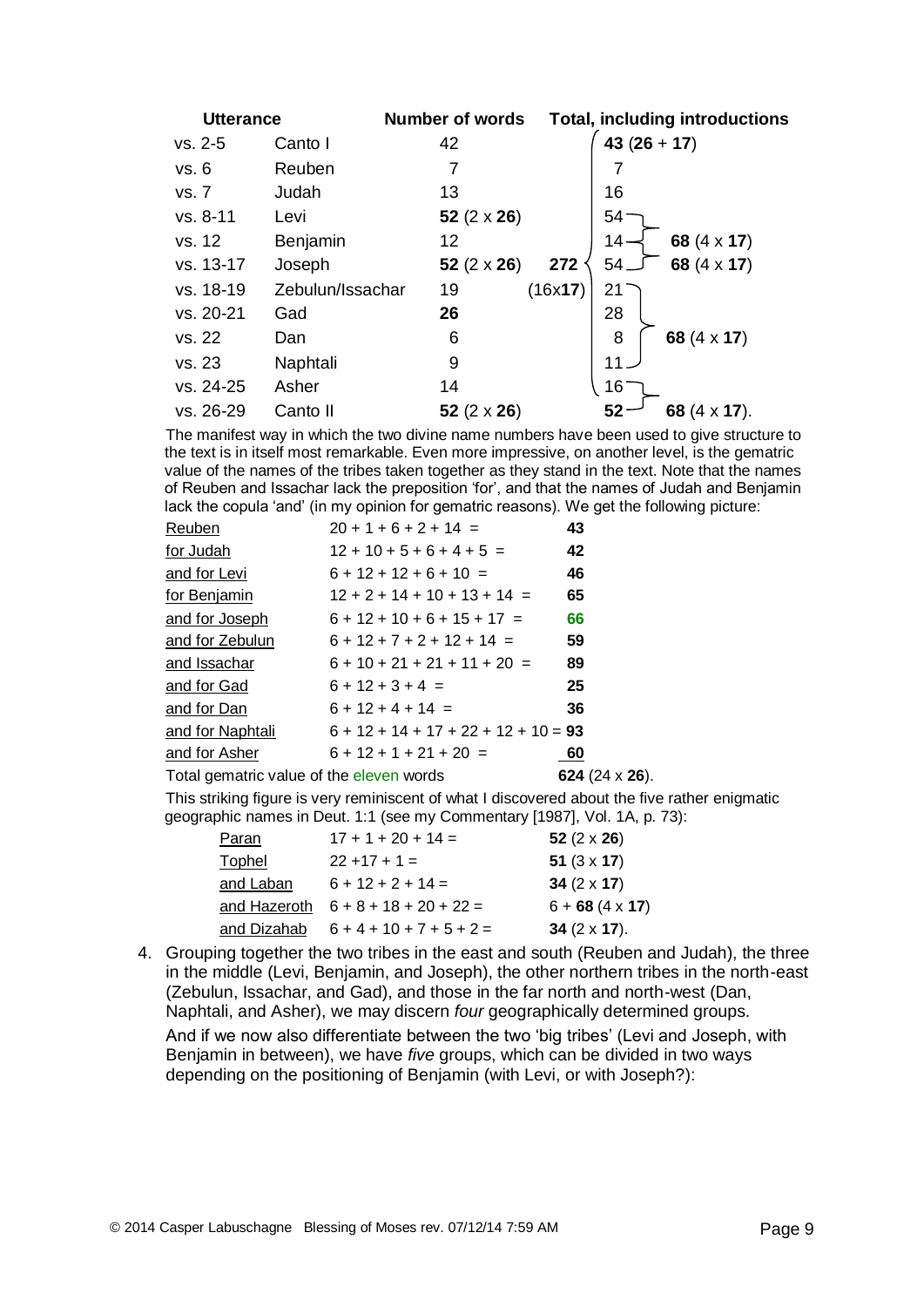| Utterance | | Number of words | | Total, including introductions | |
|---|---|---|---|---|---|
| vs. 2-5 | Canto I | 42 | | **43** (**26** + **17**) | |
| vs. 6 | Reuben | 7 | | 7 | |
| vs. 7 | Judah | 13 | | 16 | |
| vs. 8-11 | Levi | **52** (2 x **26**) | | 54 | |
| vs. 12 | Benjamin | 12 | | 14 | **68** (4 x **17**) |
| vs. 13-17 | Joseph | **52** (2 x **26**) | **272** | 54 | **68** (4 x **17**) |
| vs. 18-19 | Zebulun/Issachar | 19 | (16x**17**) | 21 | |
| vs. 20-21 | Gad | **26** | | 28 | |
| vs. 22 | Dan | 6 | | 8 | **68** (4 x **17**) |
| vs. 23 | Naphtali | 9 | | 11 | |
| vs. 24-25 | Asher | 14 | | 16 | |
| vs. 26-29 | Canto II | **52** (2 x **26**) | | **52** | **68** (4 x **17**). |

The manifest way in which the two divine name numbers have been used to give structure to the text is in itself most remarkable. Even more impressive, on another level, is the gematric value of the names of the tribes taken together as they stand in the text. Note that the names of Reuben and Issachar lack the preposition 'for', and that the names of Judah and Benjamin lack the copula 'and' (in my opinion for gematric reasons). We get the following picture:

| | | |
|---|---|---|
| Reuben | 20 + 1 + 6 + 2 + 14 = | **43** |
| for Judah | 12 + 10 + 5 + 6 + 4 + 5 = | **42** |
| and for Levi | 6 + 12 + 12 + 6 + 10 = | **46** |
| for Benjamin | 12 + 2 + 14 + 10 + 13 + 14 = | **65** |
| and for Joseph | 6 + 12 + 10 + 6 + 15 + 17 = | **66** |
| and for Zebulun | 6 + 12 + 7 + 2 + 12 + 14 = | **59** |
| and Issachar | 6 + 10 + 21 + 21 + 11 + 20 = | **89** |
| and for Gad | 6 + 12 + 3 + 4 = | **25** |
| and for Dan | 6 + 12 + 4 + 14 = | **36** |
| and for Naphtali | 6 + 12 + 14 + 17 + 22 + 12 + 10 = | **93** |
| and for Asher | 6 + 12 + 1 + 21 + 20 = | **60** |
| Total gematric value of the eleven words | | **624** (24 x **26**). |

This striking figure is very reminiscent of what I discovered about the five rather enigmatic geographic names in Deut. 1:1 (see my Commentary [1987], Vol. 1A, p. 73):

| | | |
|---|---|---|
| Paran | 17 + 1 + 20 + 14 = | **52** (2 x **26**) |
| Tophel | 22 +17 + 1 = | **51** (3 x **17**) |
| and Laban | 6 + 12 + 2 + 14 = | **34** (2 x **17**) |
| and Hazeroth | 6 + 8 + 18 + 20 + 22 = | 6 + **68** (4 x **17**) |
| and Dizahab | 6 + 4 + 10 + 7 + 5 + 2 = | **34** (2 x **17**). |

4. Grouping together the two tribes in the east and south (Reuben and Judah), the three in the middle (Levi, Benjamin, and Joseph), the other northern tribes in the north-east (Zebulun, Issachar, and Gad), and those in the far north and north-west (Dan, Naphtali, and Asher), we may discern *four* geographically determined groups.

   And if we now also differentiate between the two 'big tribes' (Levi and Joseph, with Benjamin in between), we have *five* groups, which can be divided in two ways depending on the positioning of Benjamin (with Levi, or with Joseph?):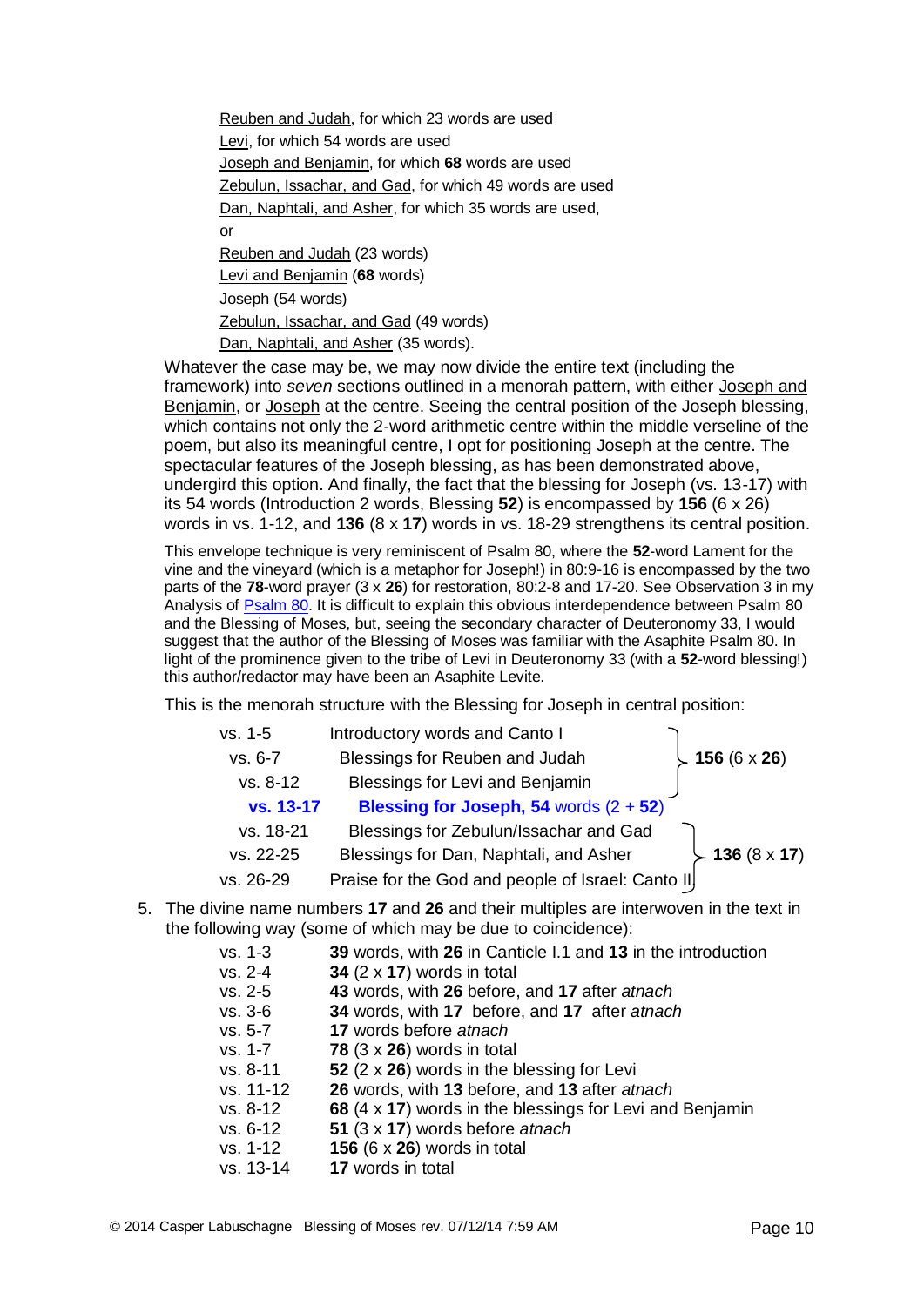Reuben and Judah, for which 23 words are used
Levi, for which 54 words are used
Joseph and Benjamin, for which **68** words are used
Zebulun, Issachar, and Gad, for which 49 words are used
Dan, Naphtali, and Asher, for which 35 words are used,
or
Reuben and Judah (23 words)
Levi and Benjamin (**68** words)
Joseph (54 words)
Zebulun, Issachar, and Gad (49 words)
Dan, Naphtali, and Asher (35 words).

Whatever the case may be, we may now divide the entire text (including the framework) into *seven* sections outlined in a menorah pattern, with either Joseph and Benjamin, or Joseph at the centre. Seeing the central position of the Joseph blessing, which contains not only the 2-word arithmetic centre within the middle verseline of the poem, but also its meaningful centre, I opt for positioning Joseph at the centre. The spectacular features of the Joseph blessing, as has been demonstrated above, undergird this option. And finally, the fact that the blessing for Joseph (vs. 13-17) with its 54 words (Introduction 2 words, Blessing **52**) is encompassed by **156** (6 x 26) words in vs. 1-12, and **136** (8 x **17**) words in vs. 18-29 strengthens its central position.

This envelope technique is very reminiscent of Psalm 80, where the **52**-word Lament for the vine and the vineyard (which is a metaphor for Joseph!) in 80:9-16 is encompassed by the two parts of the **78**-word prayer (3 x **26**) for restoration, 80:2-8 and 17-20. See Observation 3 in my Analysis of Psalm 80. It is difficult to explain this obvious interdependence between Psalm 80 and the Blessing of Moses, but, seeing the secondary character of Deuteronomy 33, I would suggest that the author of the Blessing of Moses was familiar with the Asaphite Psalm 80. In light of the prominence given to the tribe of Levi in Deuteronomy 33 (with a **52**-word blessing!) this author/redactor may have been an Asaphite Levite.

This is the menorah structure with the Blessing for Joseph in central position:

| | | |
|---|---|---|
| vs. 1-5 | Introductory words and Canto I | **156** (6 x **26**) |
| vs. 6-7 | Blessings for Reuben and Judah | |
| vs. 8-12 | Blessings for Levi and Benjamin | |
| **vs. 13-17** | **Blessing for Joseph, 54** words (2 + **52**) | |
| vs. 18-21 | Blessings for Zebulun/Issachar and Gad | **136** (8 x **17**) |
| vs. 22-25 | Blessings for Dan, Naphtali, and Asher | |
| vs. 26-29 | Praise for the God and people of Israel: Canto II | |

5. The divine name numbers **17** and **26** and their multiples are interwoven in the text in the following way (some of which may be due to coincidence):

| | |
|---|---|
| vs. 1-3 | **39** words, with **26** in Canticle I.1 and **13** in the introduction |
| vs. 2-4 | **34** (2 x **17**) words in total |
| vs. 2-5 | **43** words, with **26** before, and **17** after *atnach* |
| vs. 3-6 | **34** words, with **17** before, and **17** after *atnach* |
| vs. 5-7 | **17** words before *atnach* |
| vs. 1-7 | **78** (3 x **26**) words in total |
| vs. 8-11 | **52** (2 x **26**) words in the blessing for Levi |
| vs. 11-12 | **26** words, with **13** before, and **13** after *atnach* |
| vs. 8-12 | **68** (4 x **17**) words in the blessings for Levi and Benjamin |
| vs. 6-12 | **51** (3 x **17**) words before *atnach* |
| vs. 1-12 | **156** (6 x **26**) words in total |
| vs. 13-14 | **17** words in total |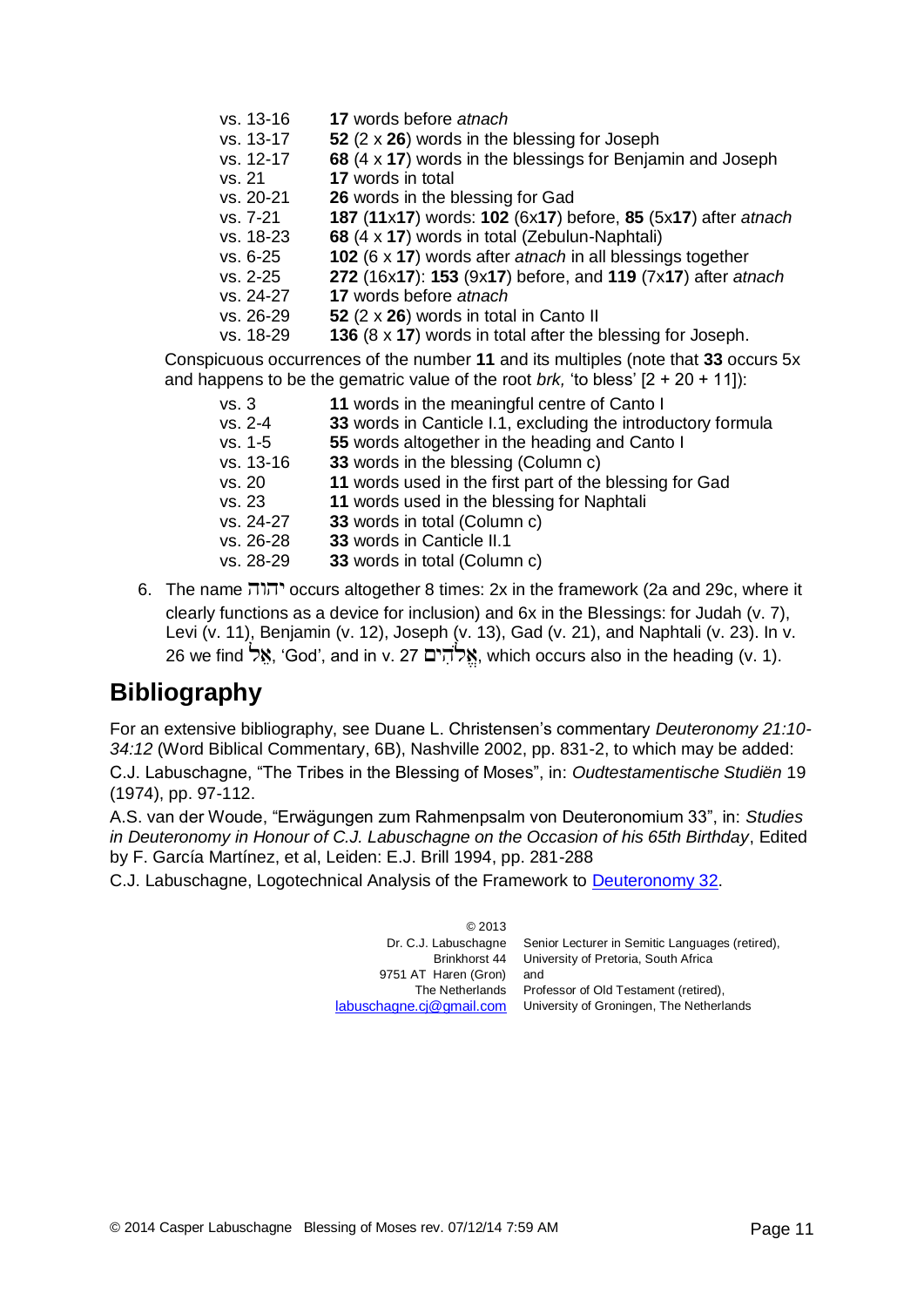| | |
|---|---|
| vs. 13-16 | **17** words before *atnach* |
| vs. 13-17 | **52** (2 x **26**) words in the blessing for Joseph |
| vs. 12-17 | **68** (4 x **17**) words in the blessings for Benjamin and Joseph |
| vs. 21 | **17** words in total |
| vs. 20-21 | **26** words in the blessing for Gad |
| vs. 7-21 | **187** (**11**x**17**) words: **102** (6x**17**) before, **85** (5x**17**) after *atnach* |
| vs. 18-23 | **68** (4 x **17**) words in total (Zebulun-Naphtali) |
| vs. 6-25 | **102** (6 x **17**) words after *atnach* in all blessings together |
| vs. 2-25 | **272** (16x**17**): **153** (9x**17**) before, and **119** (7x**17**) after *atnach* |
| vs. 24-27 | **17** words before *atnach* |
| vs. 26-29 | **52** (2 x **26**) words in total in Canto II |
| vs. 18-29 | **136** (8 x **17**) words in total after the blessing for Joseph. |

Conspicuous occurrences of the number **11** and its multiples (note that **33** occurs 5x and happens to be the gematric value of the root *brk,* 'to bless' [2 + 20 + 11]):

| | |
|---|---|
| vs. 3 | **11** words in the meaningful centre of Canto I |
| vs. 2-4 | **33** words in Canticle I.1, excluding the introductory formula |
| vs. 1-5 | **55** words altogether in the heading and Canto I |
| vs. 13-16 | **33** words in the blessing (Column c) |
| vs. 20 | **11** words used in the first part of the blessing for Gad |
| vs. 23 | **11** words used in the blessing for Naphtali |
| vs. 24-27 | **33** words in total (Column c) |
| vs. 26-28 | **33** words in Canticle II.1 |
| vs. 28-29 | **33** words in total (Column c) |

6. The name יהוה occurs altogether 8 times: 2x in the framework (2a and 29c, where it clearly functions as a device for inclusion) and 6x in the Blessings: for Judah (v. 7), Levi (v. 11), Benjamin (v. 12), Joseph (v. 13), Gad (v. 21), and Naphtali (v. 23). In v. 26 we find אֵל, 'God', and in v. 27 אֱלֹהִים, which occurs also in the heading (v. 1).

## Bibliography

For an extensive bibliography, see Duane L. Christensen's commentary *Deuteronomy 21:10-34:12* (Word Biblical Commentary, 6B), Nashville 2002, pp. 831-2, to which may be added:

C.J. Labuschagne, "The Tribes in the Blessing of Moses", in: *Oudtestamentische Studiën* 19 (1974), pp. 97-112.

A.S. van der Woude, "Erwägungen zum Rahmenpsalm von Deuteronomium 33", in: *Studies in Deuteronomy in Honour of C.J. Labuschagne on the Occasion of his 65th Birthday*, Edited by F. García Martínez, et al, Leiden: E.J. Brill 1994, pp. 281-288

C.J. Labuschagne, Logotechnical Analysis of the Framework to Deuteronomy 32.

© 2013
Dr. C.J. Labuschagne
Brinkhorst 44
9751 AT Haren (Gron)
The Netherlands
labuschagne.cj@gmail.com

Senior Lecturer in Semitic Languages (retired),
University of Pretoria, South Africa
and
Professor of Old Testament (retired),
University of Groningen, The Netherlands